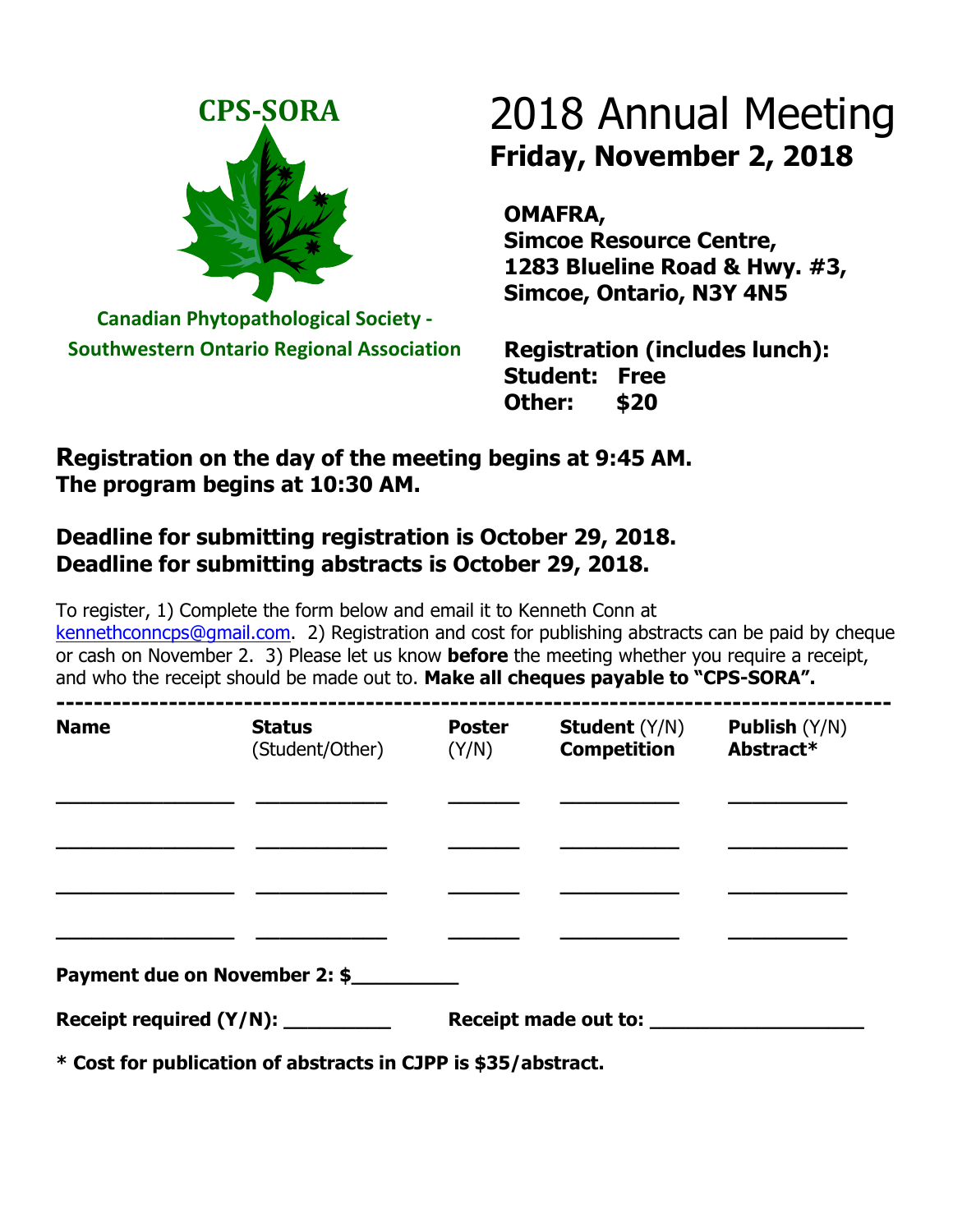**CPS-SORA**

**Canadian Phytopathological Society - Southwestern Ontario Regional Association**

# 2018 Annual Meeting

## Friday, November 2, 2018

**OMAFRA,**
**Simcoe Resource Centre,**
**1283 Blueline Road & Hwy. #3,**
**Simcoe, Ontario, N3Y 4N5**

**Registration (includes lunch):**
**Student: Free**
**Other: $20**

### Registration on the day of the meeting begins at 9:45 AM.
### The program begins at 10:30 AM.

### Deadline for submitting registration is October 29, 2018.
### Deadline for submitting abstracts is October 29, 2018.

To register, 1) Complete the form below and email it to Kenneth Conn at kennethconncps@gmail.com. 2) Registration and cost for publishing abstracts can be paid by cheque or cash on November 2. 3) Please let us know **before** the meeting whether you require a receipt, and who the receipt should be made out to. **Make all cheques payable to "CPS-SORA".**

---

| **Name** | **Status** (Student/Other) | **Poster** (Y/N) | **Student** (Y/N) **Competition** | **Publish** (Y/N) **Abstract*** |
|---|---|---|---|---|
| ________________ | ____________ | _______ | ___________ | ___________ |
| ________________ | ____________ | _______ | ___________ | ___________ |
| ________________ | ____________ | _______ | ___________ | ___________ |
| ________________ | ____________ | _______ | ___________ | ___________ |

**Payment due on November 2: $__________**

**Receipt required (Y/N): __________** **Receipt made out to: ____________________**

**\* Cost for publication of abstracts in CJPP is $35/abstract.**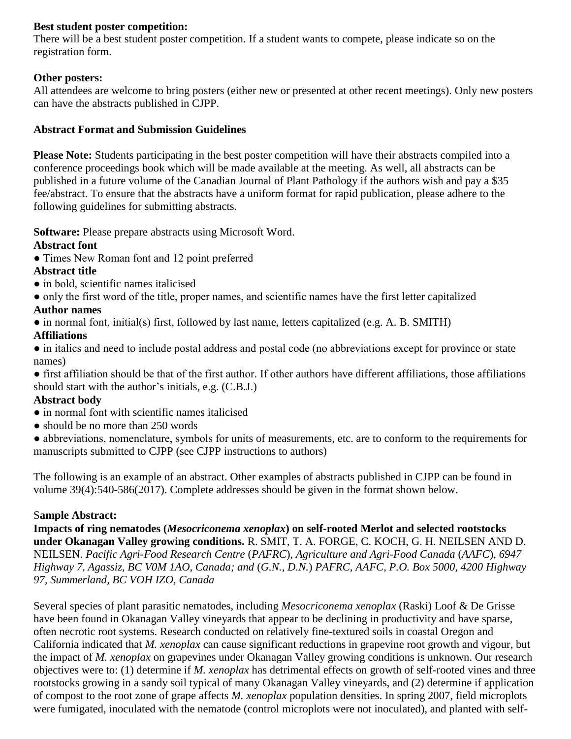**Best student poster competition:**
There will be a best student poster competition. If a student wants to compete, please indicate so on the registration form.

**Other posters:**
All attendees are welcome to bring posters (either new or presented at other recent meetings). Only new posters can have the abstracts published in CJPP.

**Abstract Format and Submission Guidelines**

**Please Note:** Students participating in the best poster competition will have their abstracts compiled into a conference proceedings book which will be made available at the meeting. As well, all abstracts can be published in a future volume of the Canadian Journal of Plant Pathology if the authors wish and pay a $35 fee/abstract. To ensure that the abstracts have a uniform format for rapid publication, please adhere to the following guidelines for submitting abstracts.

**Software:** Please prepare abstracts using Microsoft Word.

**Abstract font**
- Times New Roman font and 12 point preferred

**Abstract title**
- in bold, scientific names italicised
- only the first word of the title, proper names, and scientific names have the first letter capitalized

**Author names**
- in normal font, initial(s) first, followed by last name, letters capitalized (e.g. A. B. SMITH)

**Affiliations**
- in italics and need to include postal address and postal code (no abbreviations except for province or state names)
- first affiliation should be that of the first author. If other authors have different affiliations, those affiliations should start with the author's initials, e.g. (C.B.J.)

**Abstract body**
- in normal font with scientific names italicised
- should be no more than 250 words
- abbreviations, nomenclature, symbols for units of measurements, etc. are to conform to the requirements for manuscripts submitted to CJPP (see CJPP instructions to authors)

The following is an example of an abstract. Other examples of abstracts published in CJPP can be found in volume 39(4):540-586(2017). Complete addresses should be given in the format shown below.

S**ample Abstract:**

**Impacts of ring nematodes (*Mesocriconema xenoplax*) on self-rooted Merlot and selected rootstocks under Okanagan Valley growing conditions.** R. SMIT, T. A. FORGE, C. KOCH, G. H. NEILSEN AND D. NEILSEN. *Pacific Agri-Food Research Centre* (*PAFRC*)*, Agriculture and Agri-Food Canada* (*AAFC*)*, 6947 Highway 7, Agassiz, BC V0M 1AO, Canada; and* (*G.N., D.N.*) *PAFRC, AAFC, P.O. Box 5000, 4200 Highway 97, Summerland, BC VOH IZO, Canada*

Several species of plant parasitic nematodes, including *Mesocriconema xenoplax* (Raski) Loof & De Grisse have been found in Okanagan Valley vineyards that appear to be declining in productivity and have sparse, often necrotic root systems. Research conducted on relatively fine-textured soils in coastal Oregon and California indicated that *M. xenoplax* can cause significant reductions in grapevine root growth and vigour, but the impact of *M. xenoplax* on grapevines under Okanagan Valley growing conditions is unknown. Our research objectives were to: (1) determine if *M. xenoplax* has detrimental effects on growth of self-rooted vines and three rootstocks growing in a sandy soil typical of many Okanagan Valley vineyards, and (2) determine if application of compost to the root zone of grape affects *M. xenoplax* population densities. In spring 2007, field microplots were fumigated, inoculated with the nematode (control microplots were not inoculated), and planted with self-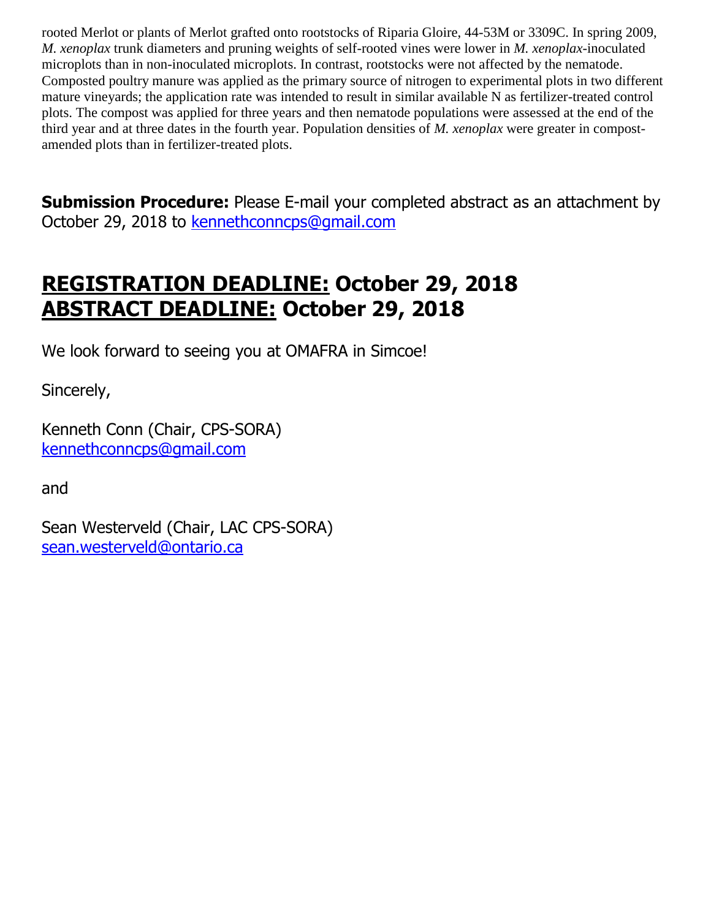rooted Merlot or plants of Merlot grafted onto rootstocks of Riparia Gloire, 44-53M or 3309C. In spring 2009, *M. xenoplax* trunk diameters and pruning weights of self-rooted vines were lower in *M. xenoplax*-inoculated microplots than in non-inoculated microplots. In contrast, rootstocks were not affected by the nematode. Composted poultry manure was applied as the primary source of nitrogen to experimental plots in two different mature vineyards; the application rate was intended to result in similar available N as fertilizer-treated control plots. The compost was applied for three years and then nematode populations were assessed at the end of the third year and at three dates in the fourth year. Population densities of *M. xenoplax* were greater in compost-amended plots than in fertilizer-treated plots.

**Submission Procedure:** Please E-mail your completed abstract as an attachment by October 29, 2018 to kennethconncps@gmail.com

## **REGISTRATION DEADLINE:** October 29, 2018
## **ABSTRACT DEADLINE:** October 29, 2018

We look forward to seeing you at OMAFRA in Simcoe!

Sincerely,

Kenneth Conn (Chair, CPS-SORA)
kennethconncps@gmail.com

and

Sean Westerveld (Chair, LAC CPS-SORA)
sean.westerveld@ontario.ca